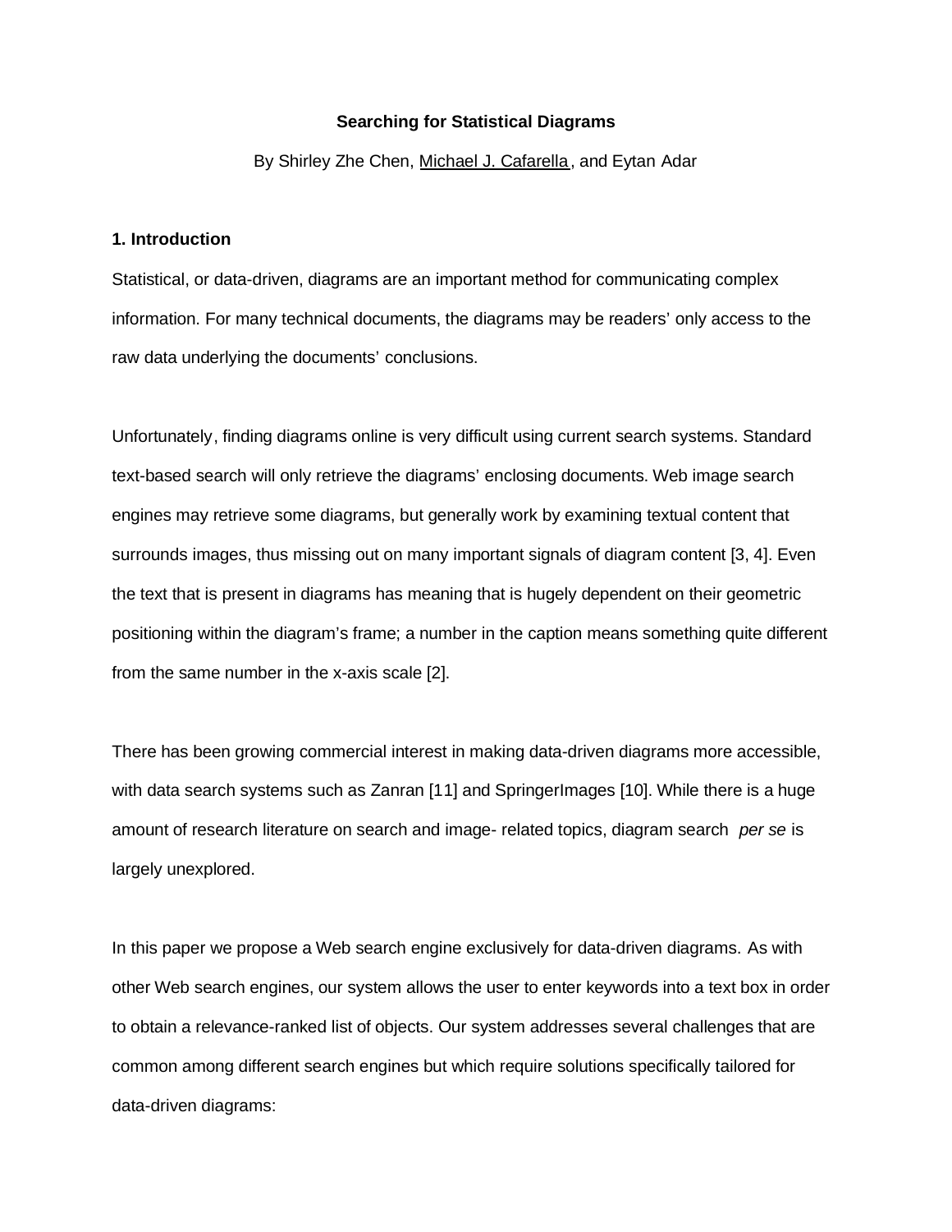# Searching for Statistical Diagrams

By Shirley Zhe Chen, Michael J. Cafarella, and Eytan Adar

## 1. Introduction

Statistical, or data-driven, diagrams are an important method for communicating complex information. For many technical documents, the diagrams may be readers' only access to the raw data underlying the documents' conclusions.

Unfortunately, finding diagrams online is very difficult using current search systems. Standard text-based search will only retrieve the diagrams' enclosing documents. Web image search engines may retrieve some diagrams, but generally work by examining textual content that surrounds images, thus missing out on many important signals of diagram content [3, 4]. Even the text that is present in diagrams has meaning that is hugely dependent on their geometric positioning within the diagram's frame; a number in the caption means something quite different from the same number in the x-axis scale [2].

There has been growing commercial interest in making data-driven diagrams more accessible, with data search systems such as Zanran [11] and SpringerImages [10]. While there is a huge amount of research literature on search and image- related topics, diagram search *per se* is largely unexplored.

In this paper we propose a Web search engine exclusively for data-driven diagrams. As with other Web search engines, our system allows the user to enter keywords into a text box in order to obtain a relevance-ranked list of objects. Our system addresses several challenges that are common among different search engines but which require solutions specifically tailored for data-driven diagrams: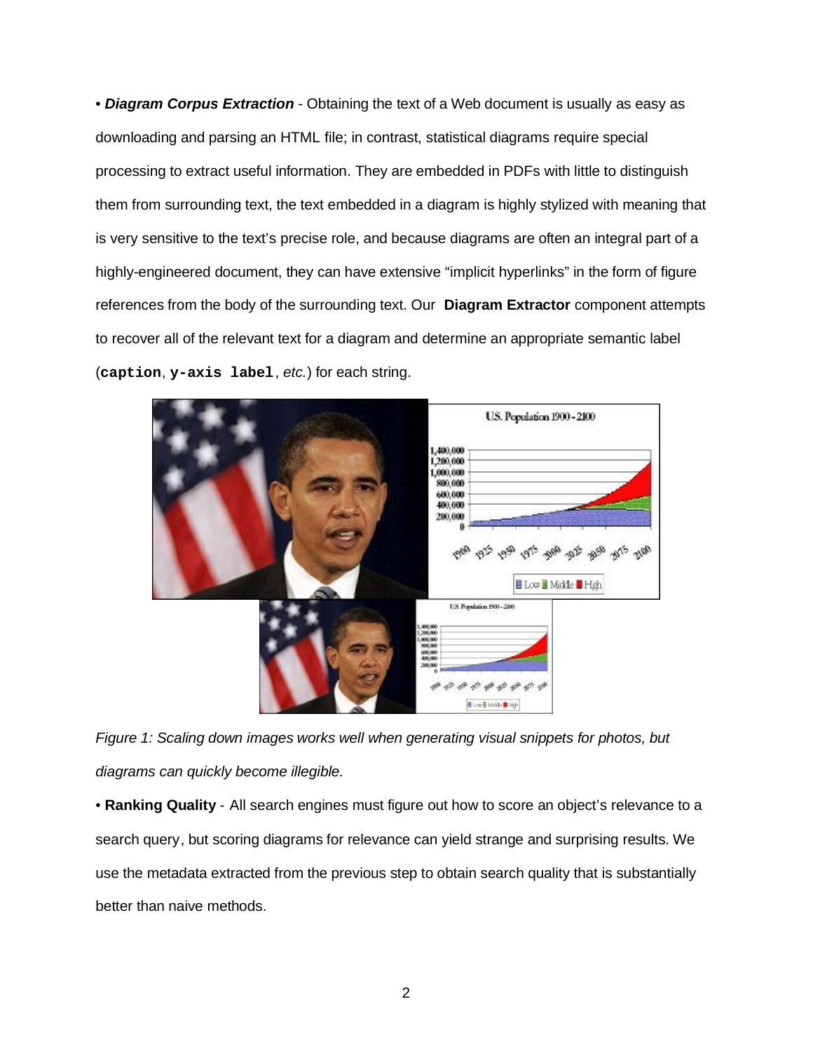• ***Diagram Corpus Extraction*** - Obtaining the text of a Web document is usually as easy as downloading and parsing an HTML file; in contrast, statistical diagrams require special processing to extract useful information. They are embedded in PDFs with little to distinguish them from surrounding text, the text embedded in a diagram is highly stylized with meaning that is very sensitive to the text's precise role, and because diagrams are often an integral part of a highly-engineered document, they can have extensive "implicit hyperlinks" in the form of figure references from the body of the surrounding text. Our **Diagram Extractor** component attempts to recover all of the relevant text for a diagram and determine an appropriate semantic label (**`caption`**, **`y-axis label`**, *etc.*) for each string.

*Figure 1: Scaling down images works well when generating visual snippets for photos, but diagrams can quickly become illegible.*

• **Ranking Quality** - All search engines must figure out how to score an object's relevance to a search query, but scoring diagrams for relevance can yield strange and surprising results. We use the metadata extracted from the previous step to obtain search quality that is substantially better than naive methods.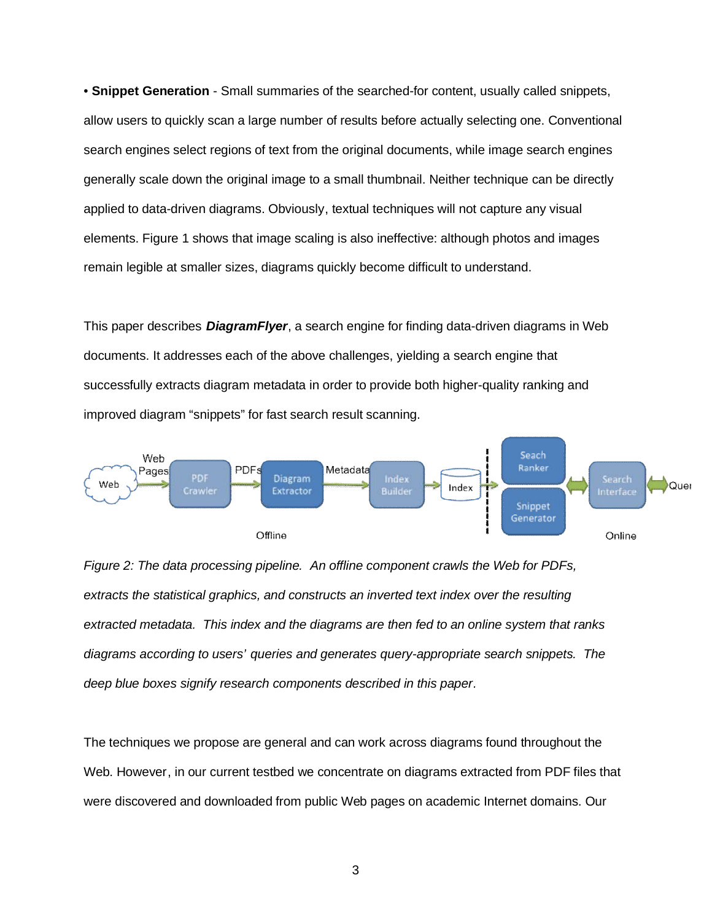• **Snippet Generation** - Small summaries of the searched-for content, usually called snippets, allow users to quickly scan a large number of results before actually selecting one. Conventional search engines select regions of text from the original documents, while image search engines generally scale down the original image to a small thumbnail. Neither technique can be directly applied to data-driven diagrams. Obviously, textual techniques will not capture any visual elements. Figure 1 shows that image scaling is also ineffective: although photos and images remain legible at smaller sizes, diagrams quickly become difficult to understand.

This paper describes ***DiagramFlyer***, a search engine for finding data-driven diagrams in Web documents. It addresses each of the above challenges, yielding a search engine that successfully extracts diagram metadata in order to provide both higher-quality ranking and improved diagram "snippets" for fast search result scanning.

*Figure 2: The data processing pipeline. An offline component crawls the Web for PDFs, extracts the statistical graphics, and constructs an inverted text index over the resulting extracted metadata. This index and the diagrams are then fed to an online system that ranks diagrams according to users' queries and generates query-appropriate search snippets. The deep blue boxes signify research components described in this paper.*

The techniques we propose are general and can work across diagrams found throughout the Web. However, in our current testbed we concentrate on diagrams extracted from PDF files that were discovered and downloaded from public Web pages on academic Internet domains. Our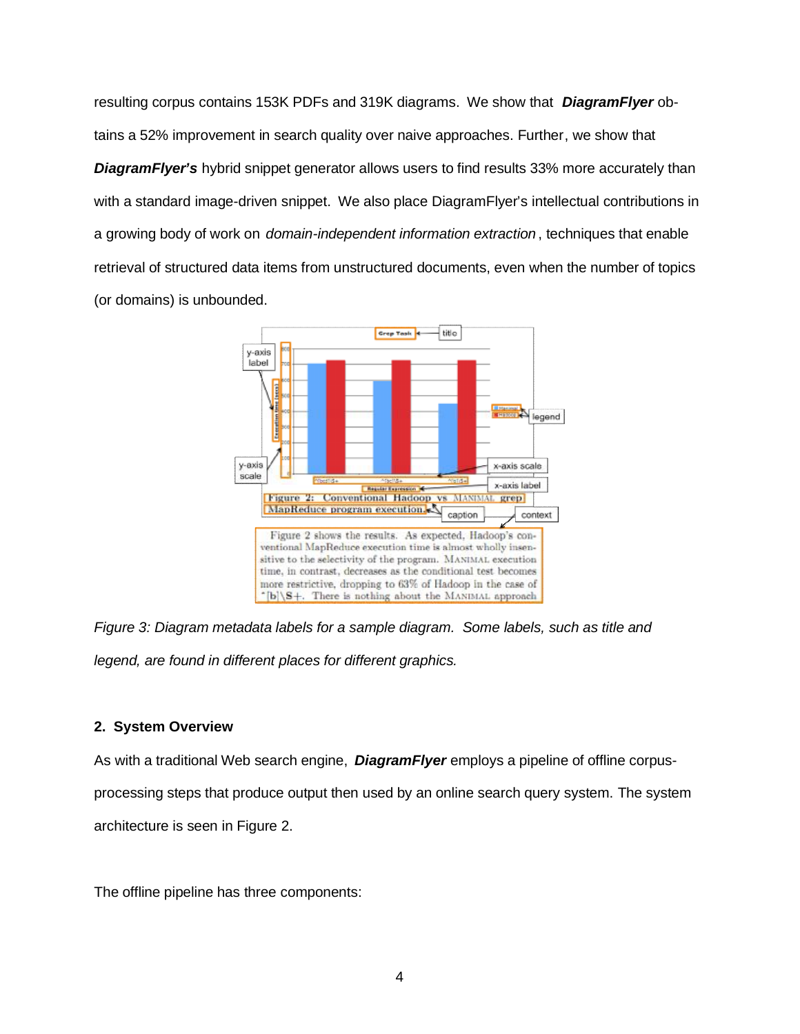resulting corpus contains 153K PDFs and 319K diagrams. We show that ***DiagramFlyer*** obtains a 52% improvement in search quality over naive approaches. Further, we show that ***DiagramFlyer's*** hybrid snippet generator allows users to find results 33% more accurately than with a standard image-driven snippet. We also place DiagramFlyer's intellectual contributions in a growing body of work on *domain-independent information extraction*, techniques that enable retrieval of structured data items from unstructured documents, even when the number of topics (or domains) is unbounded.

*Figure 3: Diagram metadata labels for a sample diagram. Some labels, such as title and legend, are found in different places for different graphics.*

## 2. System Overview

As with a traditional Web search engine, ***DiagramFlyer*** employs a pipeline of offline corpus-processing steps that produce output then used by an online search query system. The system architecture is seen in Figure 2.

The offline pipeline has three components: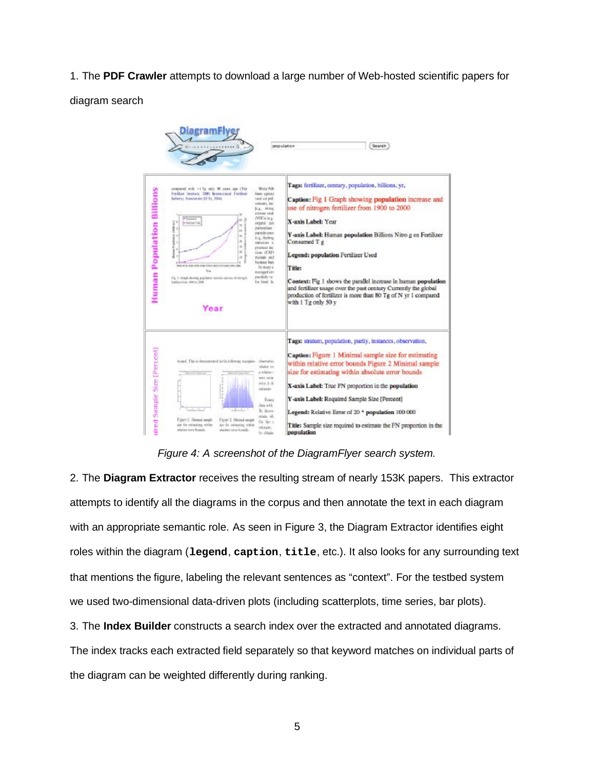1. The **PDF Crawler** attempts to download a large number of Web-hosted scientific papers for diagram search

*Figure 4: A screenshot of the DiagramFlyer search system.*

2. The **Diagram Extractor** receives the resulting stream of nearly 153K papers. This extractor attempts to identify all the diagrams in the corpus and then annotate the text in each diagram with an appropriate semantic role. As seen in Figure 3, the Diagram Extractor identifies eight roles within the diagram (**`legend`**, **`caption`**, **`title`**, etc.). It also looks for any surrounding text that mentions the figure, labeling the relevant sentences as "context". For the testbed system we used two-dimensional data-driven plots (including scatterplots, time series, bar plots).

3. The **Index Builder** constructs a search index over the extracted and annotated diagrams. The index tracks each extracted field separately so that keyword matches on individual parts of the diagram can be weighted differently during ranking.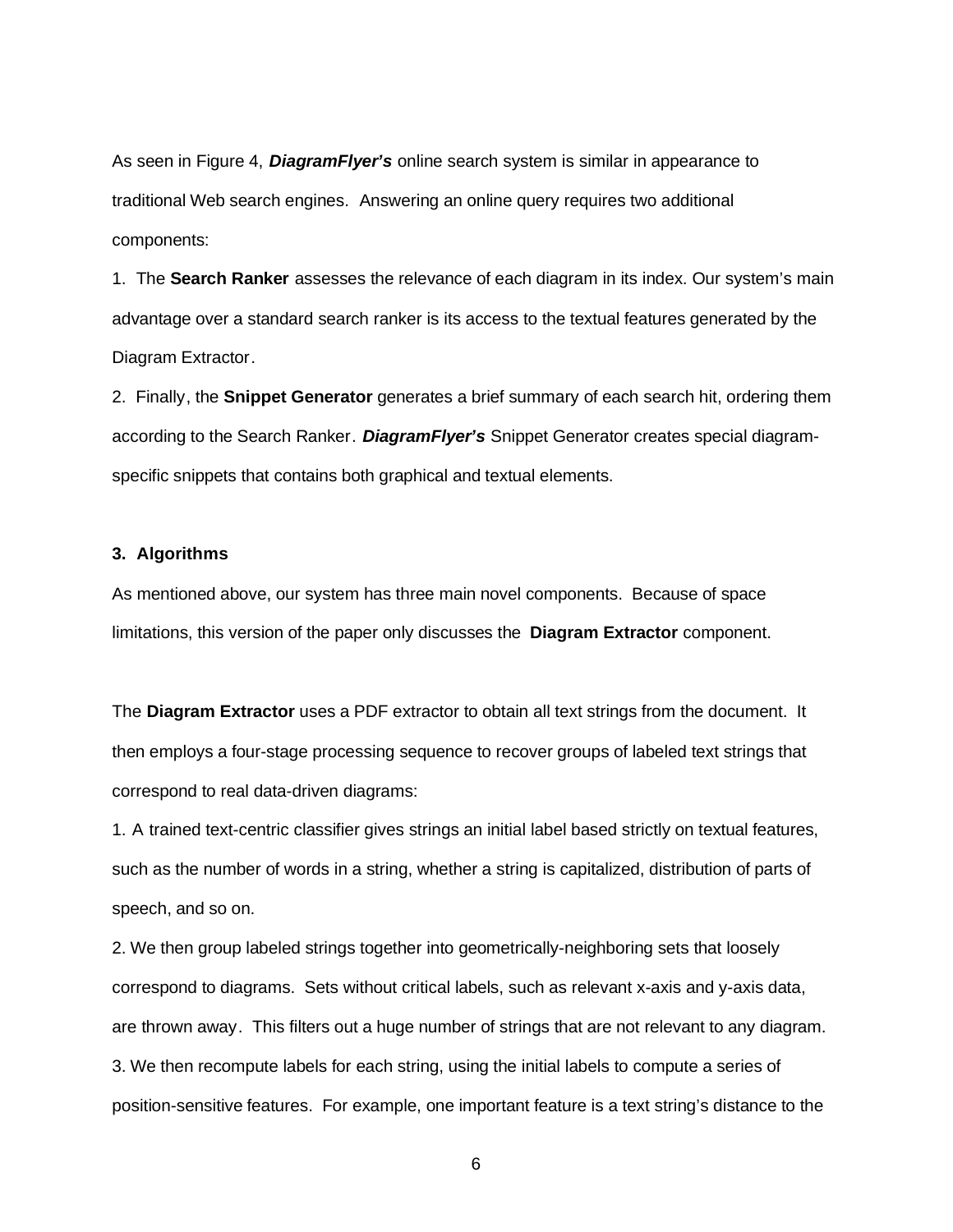As seen in Figure 4, ***DiagramFlyer's*** online search system is similar in appearance to traditional Web search engines. Answering an online query requires two additional components:

1. The **Search Ranker** assesses the relevance of each diagram in its index. Our system's main advantage over a standard search ranker is its access to the textual features generated by the Diagram Extractor.
2. Finally, the **Snippet Generator** generates a brief summary of each search hit, ordering them according to the Search Ranker. ***DiagramFlyer's*** Snippet Generator creates special diagram-specific snippets that contains both graphical and textual elements.

### 3. Algorithms

As mentioned above, our system has three main novel components. Because of space limitations, this version of the paper only discusses the **Diagram Extractor** component.

The **Diagram Extractor** uses a PDF extractor to obtain all text strings from the document. It then employs a four-stage processing sequence to recover groups of labeled text strings that correspond to real data-driven diagrams:

1. A trained text-centric classifier gives strings an initial label based strictly on textual features, such as the number of words in a string, whether a string is capitalized, distribution of parts of speech, and so on.
2. We then group labeled strings together into geometrically-neighboring sets that loosely correspond to diagrams. Sets without critical labels, such as relevant x-axis and y-axis data, are thrown away. This filters out a huge number of strings that are not relevant to any diagram.
3. We then recompute labels for each string, using the initial labels to compute a series of position-sensitive features. For example, one important feature is a text string's distance to the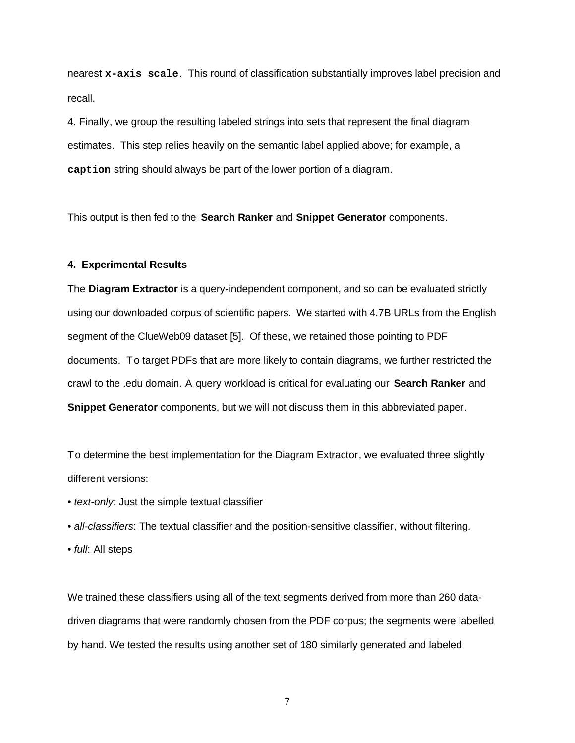nearest `x-axis scale`. This round of classification substantially improves label precision and recall.

4. Finally, we group the resulting labeled strings into sets that represent the final diagram estimates. This step relies heavily on the semantic label applied above; for example, a `caption` string should always be part of the lower portion of a diagram.

This output is then fed to the **Search Ranker** and **Snippet Generator** components.

### 4. Experimental Results

The **Diagram Extractor** is a query-independent component, and so can be evaluated strictly using our downloaded corpus of scientific papers. We started with 4.7B URLs from the English segment of the ClueWeb09 dataset [5]. Of these, we retained those pointing to PDF documents. To target PDFs that are more likely to contain diagrams, we further restricted the crawl to the .edu domain. A query workload is critical for evaluating our **Search Ranker** and **Snippet Generator** components, but we will not discuss them in this abbreviated paper.

To determine the best implementation for the Diagram Extractor, we evaluated three slightly different versions:

- *text-only*: Just the simple textual classifier
- *all-classifiers*: The textual classifier and the position-sensitive classifier, without filtering.
- *full*: All steps

We trained these classifiers using all of the text segments derived from more than 260 data-driven diagrams that were randomly chosen from the PDF corpus; the segments were labelled by hand. We tested the results using another set of 180 similarly generated and labeled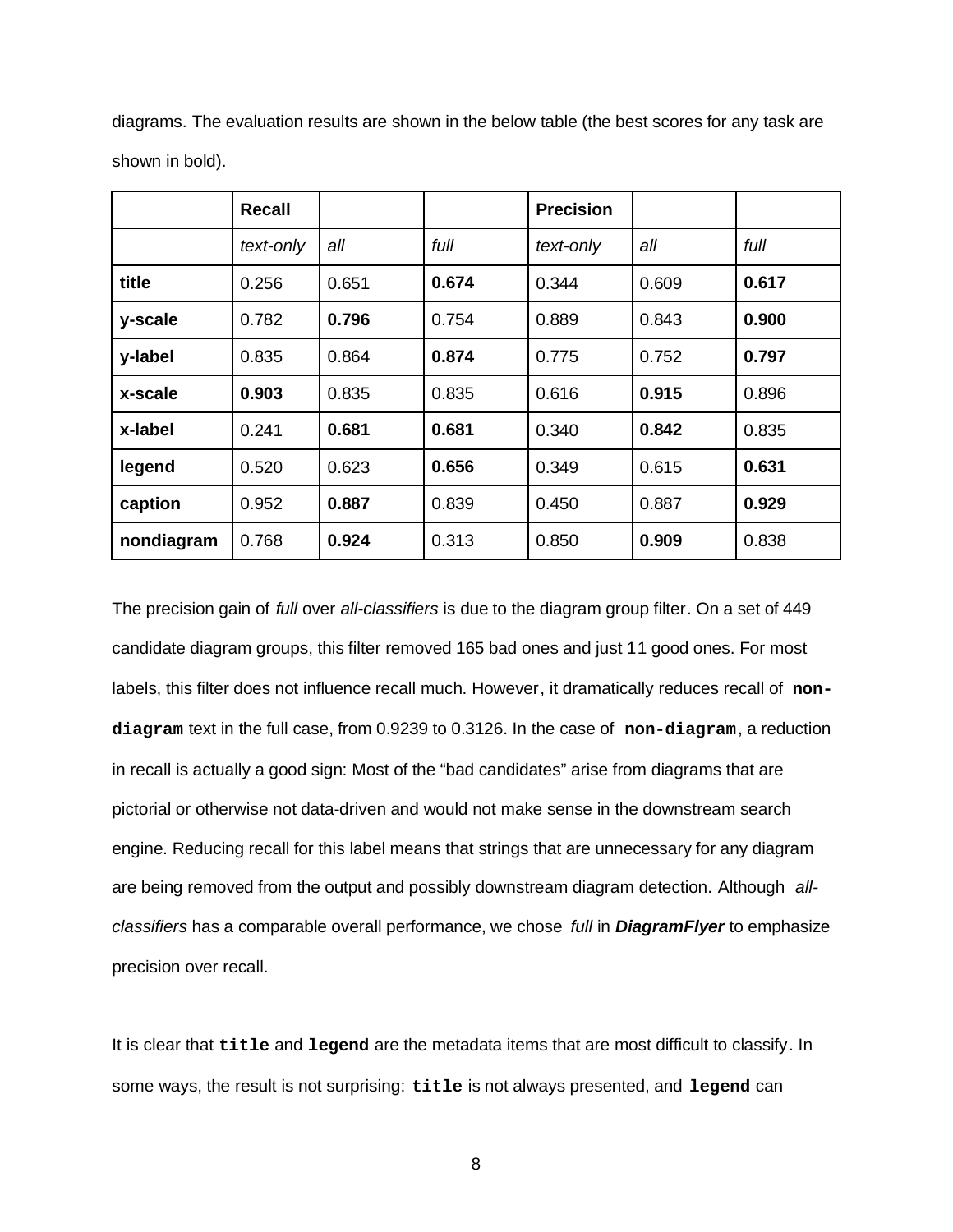diagrams. The evaluation results are shown in the below table (the best scores for any task are shown in bold).

| | **Recall** | | | **Precision** | | |
|---|---|---|---|---|---|---|
| | *text-only* | *all* | *full* | *text-only* | *all* | *full* |
| **title** | 0.256 | 0.651 | **0.674** | 0.344 | 0.609 | **0.617** |
| **y-scale** | 0.782 | **0.796** | 0.754 | 0.889 | 0.843 | **0.900** |
| **y-label** | 0.835 | 0.864 | **0.874** | 0.775 | 0.752 | **0.797** |
| **x-scale** | **0.903** | 0.835 | 0.835 | 0.616 | **0.915** | 0.896 |
| **x-label** | 0.241 | **0.681** | **0.681** | 0.340 | **0.842** | 0.835 |
| **legend** | 0.520 | 0.623 | **0.656** | 0.349 | 0.615 | **0.631** |
| **caption** | 0.952 | **0.887** | 0.839 | 0.450 | 0.887 | **0.929** |
| **nondiagram** | 0.768 | **0.924** | 0.313 | 0.850 | **0.909** | 0.838 |

The precision gain of *full* over *all-classifiers* is due to the diagram group filter. On a set of 449 candidate diagram groups, this filter removed 165 bad ones and just 11 good ones. For most labels, this filter does not influence recall much. However, it dramatically reduces recall of **`non-diagram`** text in the full case, from 0.9239 to 0.3126. In the case of **`non-diagram`**, a reduction in recall is actually a good sign: Most of the "bad candidates" arise from diagrams that are pictorial or otherwise not data-driven and would not make sense in the downstream search engine. Reducing recall for this label means that strings that are unnecessary for any diagram are being removed from the output and possibly downstream diagram detection. Although *all-classifiers* has a comparable overall performance, we chose *full* in ***DiagramFlyer*** to emphasize precision over recall.

It is clear that **`title`** and **`legend`** are the metadata items that are most difficult to classify. In some ways, the result is not surprising: **`title`** is not always presented, and **`legend`** can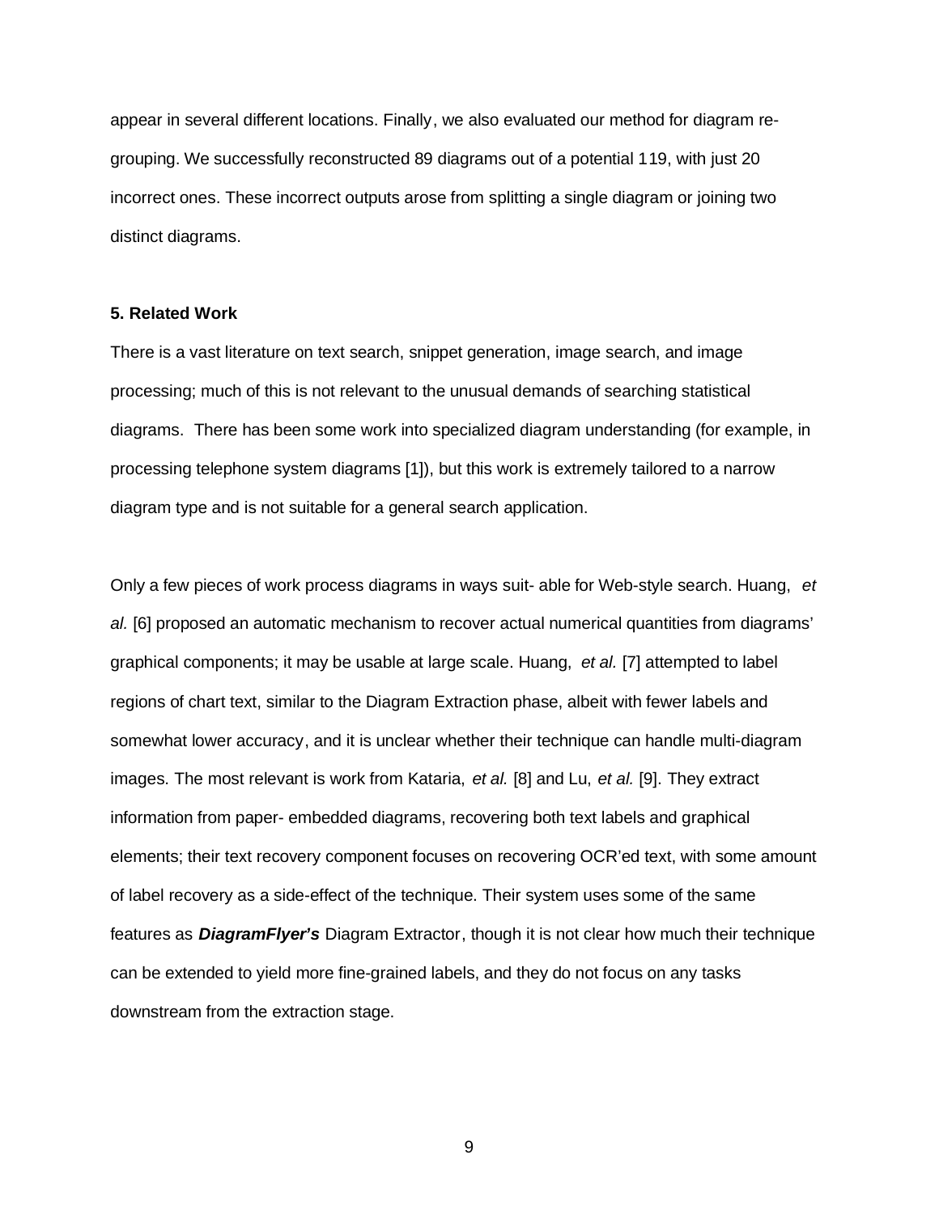appear in several different locations. Finally, we also evaluated our method for diagram re-grouping. We successfully reconstructed 89 diagrams out of a potential 119, with just 20 incorrect ones. These incorrect outputs arose from splitting a single diagram or joining two distinct diagrams.

**5. Related Work**

There is a vast literature on text search, snippet generation, image search, and image processing; much of this is not relevant to the unusual demands of searching statistical diagrams. There has been some work into specialized diagram understanding (for example, in processing telephone system diagrams [1]), but this work is extremely tailored to a narrow diagram type and is not suitable for a general search application.

Only a few pieces of work process diagrams in ways suit- able for Web-style search. Huang, *et al.* [6] proposed an automatic mechanism to recover actual numerical quantities from diagrams' graphical components; it may be usable at large scale. Huang, *et al.* [7] attempted to label regions of chart text, similar to the Diagram Extraction phase, albeit with fewer labels and somewhat lower accuracy, and it is unclear whether their technique can handle multi-diagram images. The most relevant is work from Kataria, *et al.* [8] and Lu, *et al.* [9]. They extract information from paper- embedded diagrams, recovering both text labels and graphical elements; their text recovery component focuses on recovering OCR'ed text, with some amount of label recovery as a side-effect of the technique. Their system uses some of the same features as ***DiagramFlyer's*** Diagram Extractor, though it is not clear how much their technique can be extended to yield more fine-grained labels, and they do not focus on any tasks downstream from the extraction stage.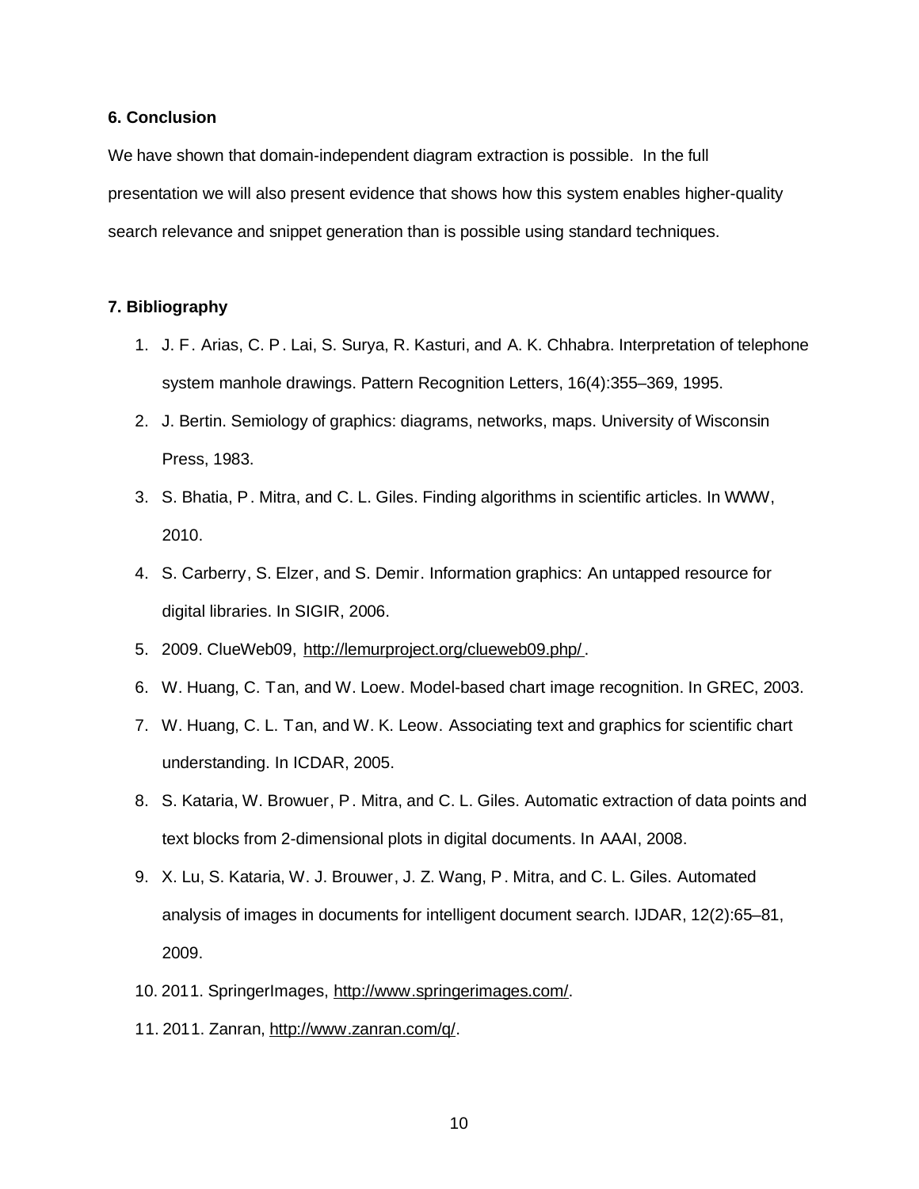### 6. Conclusion

We have shown that domain-independent diagram extraction is possible. In the full presentation we will also present evidence that shows how this system enables higher-quality search relevance and snippet generation than is possible using standard techniques.

### 7. Bibliography

1. J. F. Arias, C. P. Lai, S. Surya, R. Kasturi, and A. K. Chhabra. Interpretation of telephone system manhole drawings. Pattern Recognition Letters, 16(4):355–369, 1995.
2. J. Bertin. Semiology of graphics: diagrams, networks, maps. University of Wisconsin Press, 1983.
3. S. Bhatia, P. Mitra, and C. L. Giles. Finding algorithms in scientific articles. In WWW, 2010.
4. S. Carberry, S. Elzer, and S. Demir. Information graphics: An untapped resource for digital libraries. In SIGIR, 2006.
5. 2009. ClueWeb09, http://lemurproject.org/clueweb09.php/.
6. W. Huang, C. Tan, and W. Loew. Model-based chart image recognition. In GREC, 2003.
7. W. Huang, C. L. Tan, and W. K. Leow. Associating text and graphics for scientific chart understanding. In ICDAR, 2005.
8. S. Kataria, W. Browuer, P. Mitra, and C. L. Giles. Automatic extraction of data points and text blocks from 2-dimensional plots in digital documents. In AAAI, 2008.
9. X. Lu, S. Kataria, W. J. Brouwer, J. Z. Wang, P. Mitra, and C. L. Giles. Automated analysis of images in documents for intelligent document search. IJDAR, 12(2):65–81, 2009.
10. 2011. SpringerImages, http://www.springerimages.com/.
11. 2011. Zanran, http://www.zanran.com/q/.